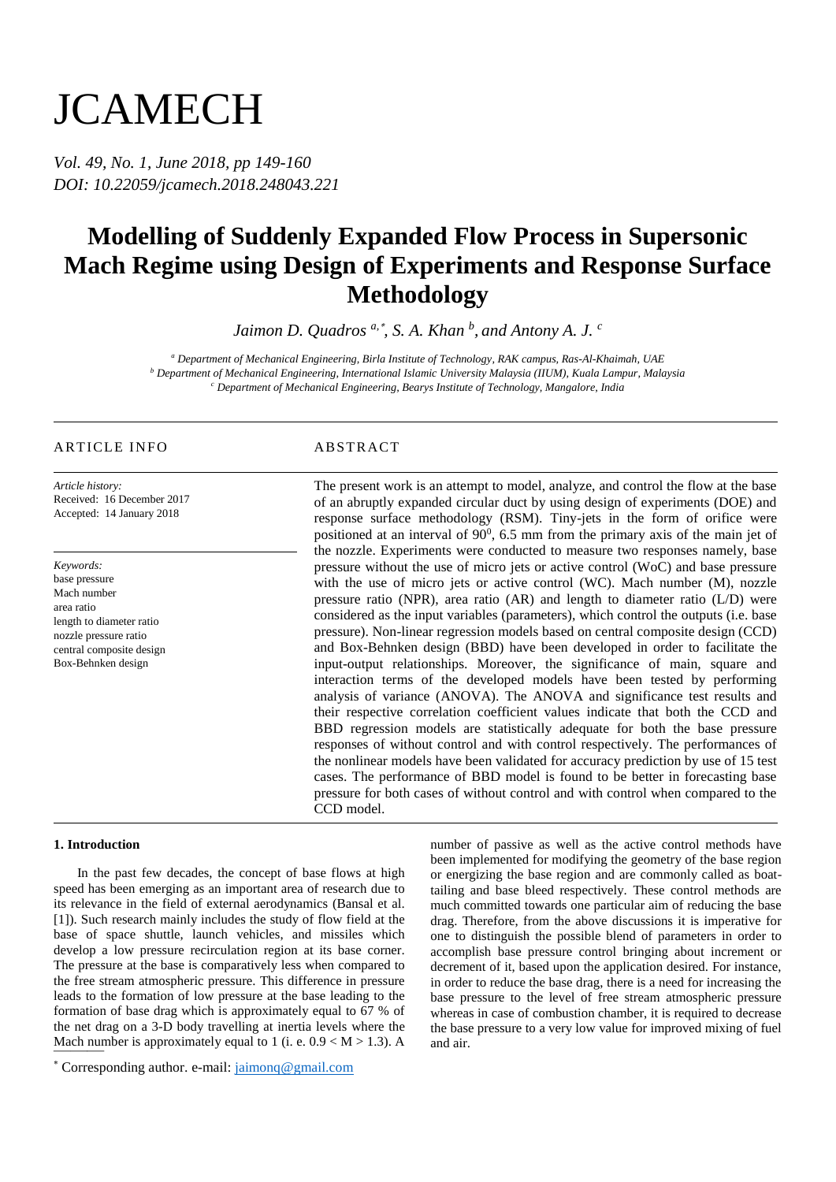# JCAMECH

*Vol. 49, No. 1, June 2018, pp 149-160*
*DOI: 10.22059/jcamech.2018.248043.221*

# Modelling of Suddenly Expanded Flow Process in Supersonic Mach Regime using Design of Experiments and Response Surface Methodology

*Jaimon D. Quadros [a,*], S. A. Khan [b], and Antony A. J. [c]*

[a] Department of Mechanical Engineering, Birla Institute of Technology, RAK campus, Ras-Al-Khaimah, UAE
[b] Department of Mechanical Engineering, International Islamic University Malaysia (IIUM), Kuala Lampur, Malaysia
[c] Department of Mechanical Engineering, Bearys Institute of Technology, Mangalore, India

## ARTICLE INFO

*Article history:*
Received: 16 December 2017
Accepted: 14 January 2018

*Keywords:*
base pressure
Mach number
area ratio
length to diameter ratio
nozzle pressure ratio
central composite design
Box-Behnken design

## ABSTRACT

The present work is an attempt to model, analyze, and control the flow at the base of an abruptly expanded circular duct by using design of experiments (DOE) and response surface methodology (RSM). Tiny-jets in the form of orifice were positioned at an interval of $90^0$, 6.5 mm from the primary axis of the main jet of the nozzle. Experiments were conducted to measure two responses namely, base pressure without the use of micro jets or active control (WoC) and base pressure with the use of micro jets or active control (WC). Mach number (M), nozzle pressure ratio (NPR), area ratio (AR) and length to diameter ratio (L/D) were considered as the input variables (parameters), which control the outputs (i.e. base pressure). Non-linear regression models based on central composite design (CCD) and Box-Behnken design (BBD) have been developed in order to facilitate the input-output relationships. Moreover, the significance of main, square and interaction terms of the developed models have been tested by performing analysis of variance (ANOVA). The ANOVA and significance test results and their respective correlation coefficient values indicate that both the CCD and BBD regression models are statistically adequate for both the base pressure responses of without control and with control respectively. The performances of the nonlinear models have been validated for accuracy prediction by use of 15 test cases. The performance of BBD model is found to be better in forecasting base pressure for both cases of without control and with control when compared to the CCD model.

### 1. Introduction

In the past few decades, the concept of base flows at high speed has been emerging as an important area of research due to its relevance in the field of external aerodynamics (Bansal et al. [1]). Such research mainly includes the study of flow field at the base of space shuttle, launch vehicles, and missiles which develop a low pressure recirculation region at its base corner. The pressure at the base is comparatively less when compared to the free stream atmospheric pressure. This difference in pressure leads to the formation of low pressure at the base leading to the formation of base drag which is approximately equal to 67 % of the net drag on a 3-D body travelling at inertia levels where the Mach number is approximately equal to 1 (i. e. $0.9 < M > 1.3$). A number of passive as well as the active control methods have been implemented for modifying the geometry of the base region or energizing the base region and are commonly called as boat-tailing and base bleed respectively. These control methods are much committed towards one particular aim of reducing the base drag. Therefore, from the above discussions it is imperative for one to distinguish the possible blend of parameters in order to accomplish base pressure control bringing about increment or decrement of it, based upon the application desired. For instance, in order to reduce the base drag, there is a need for increasing the base pressure to the level of free stream atmospheric pressure whereas in case of combustion chamber, it is required to decrease the base pressure to a very low value for improved mixing of fuel and air.

* Corresponding author. e-mail: jaimonq@gmail.com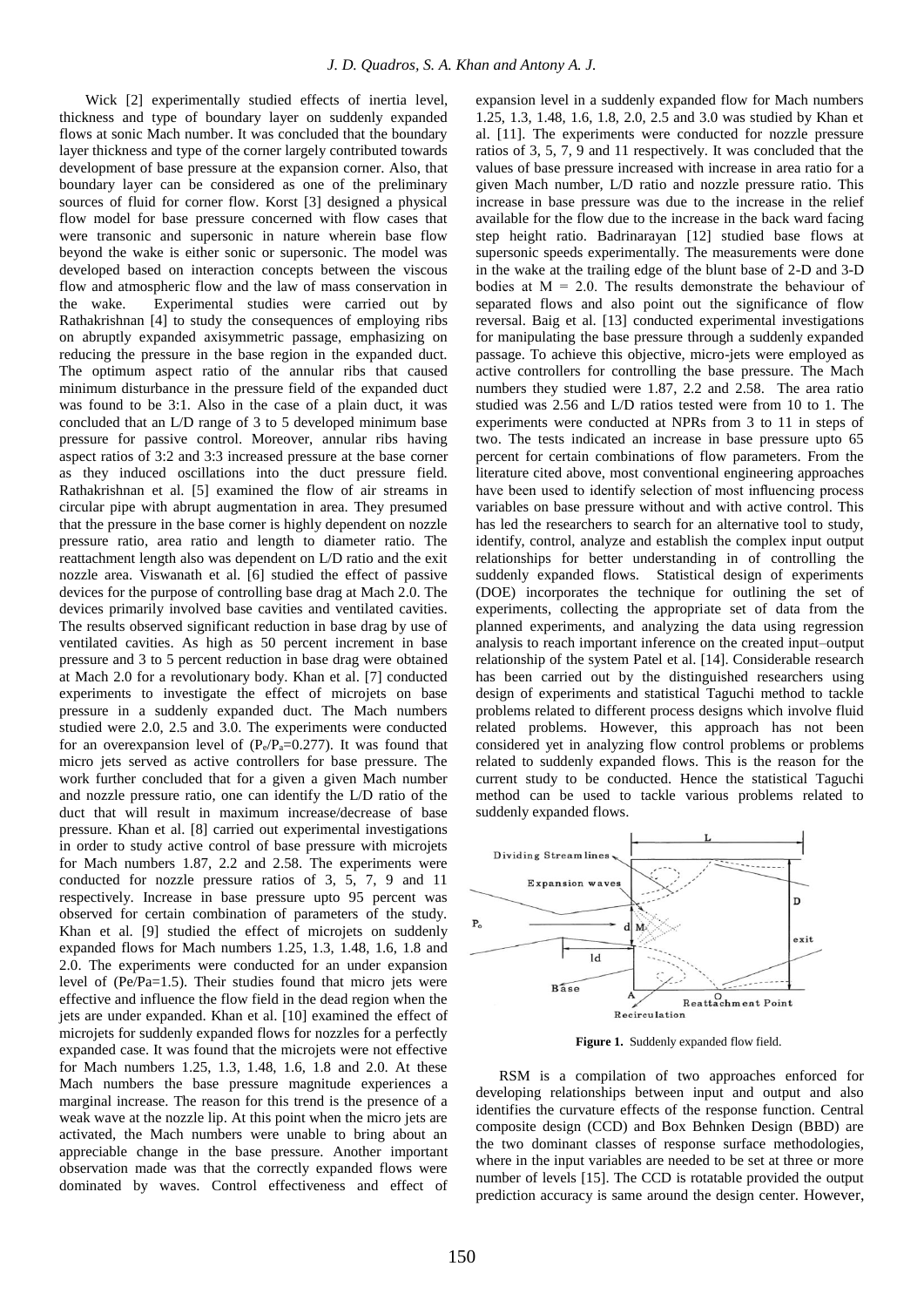Wick [2] experimentally studied effects of inertia level, thickness and type of boundary layer on suddenly expanded flows at sonic Mach number. It was concluded that the boundary layer thickness and type of the corner largely contributed towards development of base pressure at the expansion corner. Also, that boundary layer can be considered as one of the preliminary sources of fluid for corner flow. Korst [3] designed a physical flow model for base pressure concerned with flow cases that were transonic and supersonic in nature wherein base flow beyond the wake is either sonic or supersonic. The model was developed based on interaction concepts between the viscous flow and atmospheric flow and the law of mass conservation in the wake. Experimental studies were carried out by Rathakrishnan [4] to study the consequences of employing ribs on abruptly expanded axisymmetric passage, emphasizing on reducing the pressure in the base region in the expanded duct. The optimum aspect ratio of the annular ribs that caused minimum disturbance in the pressure field of the expanded duct was found to be 3:1. Also in the case of a plain duct, it was concluded that an L/D range of 3 to 5 developed minimum base pressure for passive control. Moreover, annular ribs having aspect ratios of 3:2 and 3:3 increased pressure at the base corner as they induced oscillations into the duct pressure field. Rathakrishnan et al. [5] examined the flow of air streams in circular pipe with abrupt augmentation in area. They presumed that the pressure in the base corner is highly dependent on nozzle pressure ratio, area ratio and length to diameter ratio. The reattachment length also was dependent on L/D ratio and the exit nozzle area. Viswanath et al. [6] studied the effect of passive devices for the purpose of controlling base drag at Mach 2.0. The devices primarily involved base cavities and ventilated cavities. The results observed significant reduction in base drag by use of ventilated cavities. As high as 50 percent increment in base pressure and 3 to 5 percent reduction in base drag were obtained at Mach 2.0 for a revolutionary body. Khan et al. [7] conducted experiments to investigate the effect of microjets on base pressure in a suddenly expanded duct. The Mach numbers studied were 2.0, 2.5 and 3.0. The experiments were conducted for an overexpansion level of ($P_e/P_a$=0.277). It was found that micro jets served as active controllers for base pressure. The work further concluded that for a given a given Mach number and nozzle pressure ratio, one can identify the L/D ratio of the duct that will result in maximum increase/decrease of base pressure. Khan et al. [8] carried out experimental investigations in order to study active control of base pressure with microjets for Mach numbers 1.87, 2.2 and 2.58. The experiments were conducted for nozzle pressure ratios of 3, 5, 7, 9 and 11 respectively. Increase in base pressure upto 95 percent was observed for certain combination of parameters of the study. Khan et al. [9] studied the effect of microjets on suddenly expanded flows for Mach numbers 1.25, 1.3, 1.48, 1.6, 1.8 and 2.0. The experiments were conducted for an under expansion level of (Pe/Pa=1.5). Their studies found that micro jets were effective and influence the flow field in the dead region when the jets are under expanded. Khan et al. [10] examined the effect of microjets for suddenly expanded flows for nozzles for a perfectly expanded case. It was found that the microjets were not effective for Mach numbers 1.25, 1.3, 1.48, 1.6, 1.8 and 2.0. At these Mach numbers the base pressure magnitude experiences a marginal increase. The reason for this trend is the presence of a weak wave at the nozzle lip. At this point when the micro jets are activated, the Mach numbers were unable to bring about an appreciable change in the base pressure. Another important observation made was that the correctly expanded flows were dominated by waves. Control effectiveness and effect of expansion level in a suddenly expanded flow for Mach numbers 1.25, 1.3, 1.48, 1.6, 1.8, 2.0, 2.5 and 3.0 was studied by Khan et al. [11]. The experiments were conducted for nozzle pressure ratios of 3, 5, 7, 9 and 11 respectively. It was concluded that the values of base pressure increased with increase in area ratio for a given Mach number, L/D ratio and nozzle pressure ratio. This increase in base pressure was due to the increase in the relief available for the flow due to the increase in the back ward facing step height ratio. Badrinarayan [12] studied base flows at supersonic speeds experimentally. The measurements were done in the wake at the trailing edge of the blunt base of 2-D and 3-D bodies at M = 2.0. The results demonstrate the behaviour of separated flows and also point out the significance of flow reversal. Baig et al. [13] conducted experimental investigations for manipulating the base pressure through a suddenly expanded passage. To achieve this objective, micro-jets were employed as active controllers for controlling the base pressure. The Mach numbers they studied were 1.87, 2.2 and 2.58. The area ratio studied was 2.56 and L/D ratios tested were from 10 to 1. The experiments were conducted at NPRs from 3 to 11 in steps of two. The tests indicated an increase in base pressure upto 65 percent for certain combinations of flow parameters. From the literature cited above, most conventional engineering approaches have been used to identify selection of most influencing process variables on base pressure without and with active control. This has led the researchers to search for an alternative tool to study, identify, control, analyze and establish the complex input output relationships for better understanding in of controlling the suddenly expanded flows. Statistical design of experiments (DOE) incorporates the technique for outlining the set of experiments, collecting the appropriate set of data from the planned experiments, and analyzing the data using regression analysis to reach important inference on the created input–output relationship of the system Patel et al. [14]. Considerable research has been carried out by the distinguished researchers using design of experiments and statistical Taguchi method to tackle problems related to different process designs which involve fluid related problems. However, this approach has not been considered yet in analyzing flow control problems or problems related to suddenly expanded flows. This is the reason for the current study to be conducted. Hence the statistical Taguchi method can be used to tackle various problems related to suddenly expanded flows.

**Figure 1.** Suddenly expanded flow field.

RSM is a compilation of two approaches enforced for developing relationships between input and output and also identifies the curvature effects of the response function. Central composite design (CCD) and Box Behnken Design (BBD) are the two dominant classes of response surface methodologies, where in the input variables are needed to be set at three or more number of levels [15]. The CCD is rotatable provided the output prediction accuracy is same around the design center. However,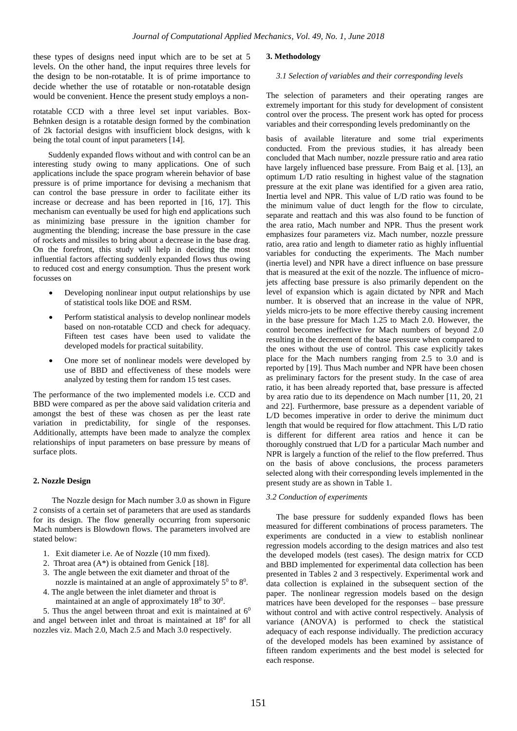these types of designs need input which are to be set at 5 levels. On the other hand, the input requires three levels for the design to be non-rotatable. It is of prime importance to decide whether the use of rotatable or non-rotatable design would be convenient. Hence the present study employs a non-rotatable CCD with a three level set input variables. Box-Behnken design is a rotatable design formed by the combination of 2k factorial designs with insufficient block designs, with k being the total count of input parameters [14].

Suddenly expanded flows without and with control can be an interesting study owing to many applications. One of such applications include the space program wherein behavior of base pressure is of prime importance for devising a mechanism that can control the base pressure in order to facilitate either its increase or decrease and has been reported in [16, 17]. This mechanism can eventually be used for high end applications such as minimizing base pressure in the ignition chamber for augmenting the blending; increase the base pressure in the case of rockets and missiles to bring about a decrease in the base drag. On the forefront, this study will help in deciding the most influential factors affecting suddenly expanded flows thus owing to reduced cost and energy consumption. Thus the present work focusses on

- Developing nonlinear input output relationships by use of statistical tools like DOE and RSM.
- Perform statistical analysis to develop nonlinear models based on non-rotatable CCD and check for adequacy. Fifteen test cases have been used to validate the developed models for practical suitability.
- One more set of nonlinear models were developed by use of BBD and effectiveness of these models were analyzed by testing them for random 15 test cases.

The performance of the two implemented models i.e. CCD and BBD were compared as per the above said validation criteria and amongst the best of these was chosen as per the least rate variation in predictability, for single of the responses. Additionally, attempts have been made to analyze the complex relationships of input parameters on base pressure by means of surface plots.

## 2. Nozzle Design

The Nozzle design for Mach number 3.0 as shown in Figure 2 consists of a certain set of parameters that are used as standards for its design. The flow generally occurring from supersonic Mach numbers is Blowdown flows. The parameters involved are stated below:

1. Exit diameter i.e. Ae of Nozzle (10 mm fixed).
2. Throat area (A*) is obtained from Genick [18].
3. The angle between the exit diameter and throat of the nozzle is maintained at an angle of approximately $5^0$ to $8^0$.
4. The angle between the inlet diameter and throat is maintained at an angle of approximately $18^0$ to $30^0$.
5. Thus the angel between throat and exit is maintained at $6^0$ and angel between inlet and throat is maintained at $18^0$ for all nozzles viz. Mach 2.0, Mach 2.5 and Mach 3.0 respectively.

## 3. Methodology

### *3.1 Selection of variables and their corresponding levels*

The selection of parameters and their operating ranges are extremely important for this study for development of consistent control over the process. The present work has opted for process variables and their corresponding levels predominantly on the basis of available literature and some trial experiments conducted. From the previous studies, it has already been concluded that Mach number, nozzle pressure ratio and area ratio have largely influenced base pressure. From Baig et al. [13], an optimum L/D ratio resulting in highest value of the stagnation pressure at the exit plane was identified for a given area ratio, Inertia level and NPR. This value of L/D ratio was found to be the minimum value of duct length for the flow to circulate, separate and reattach and this was also found to be function of the area ratio, Mach number and NPR. Thus the present work emphasizes four parameters viz. Mach number, nozzle pressure ratio, area ratio and length to diameter ratio as highly influential variables for conducting the experiments. The Mach number (inertia level) and NPR have a direct influence on base pressure that is measured at the exit of the nozzle. The influence of micro-jets affecting base pressure is also primarily dependent on the level of expansion which is again dictated by NPR and Mach number. It is observed that an increase in the value of NPR, yields micro-jets to be more effective thereby causing increment in the base pressure for Mach 1.25 to Mach 2.0. However, the control becomes ineffective for Mach numbers of beyond 2.0 resulting in the decrement of the base pressure when compared to the ones without the use of control. This case explicitly takes place for the Mach numbers ranging from 2.5 to 3.0 and is reported by [19]. Thus Mach number and NPR have been chosen as preliminary factors for the present study. In the case of area ratio, it has been already reported that, base pressure is affected by area ratio due to its dependence on Mach number [11, 20, 21 and 22]. Furthermore, base pressure as a dependent variable of L/D becomes imperative in order to derive the minimum duct length that would be required for flow attachment. This L/D ratio is different for different area ratios and hence it can be thoroughly construed that L/D for a particular Mach number and NPR is largely a function of the relief to the flow preferred. Thus on the basis of above conclusions, the process parameters selected along with their corresponding levels implemented in the present study are as shown in Table 1.

### *3.2 Conduction of experiments*

The base pressure for suddenly expanded flows has been measured for different combinations of process parameters. The experiments are conducted in a view to establish nonlinear regression models according to the design matrices and also test the developed models (test cases). The design matrix for CCD and BBD implemented for experimental data collection has been presented in Tables 2 and 3 respectively. Experimental work and data collection is explained in the subsequent section of the paper. The nonlinear regression models based on the design matrices have been developed for the responses – base pressure without control and with active control respectively. Analysis of variance (ANOVA) is performed to check the statistical adequacy of each response individually. The prediction accuracy of the developed models has been examined by assistance of fifteen random experiments and the best model is selected for each response.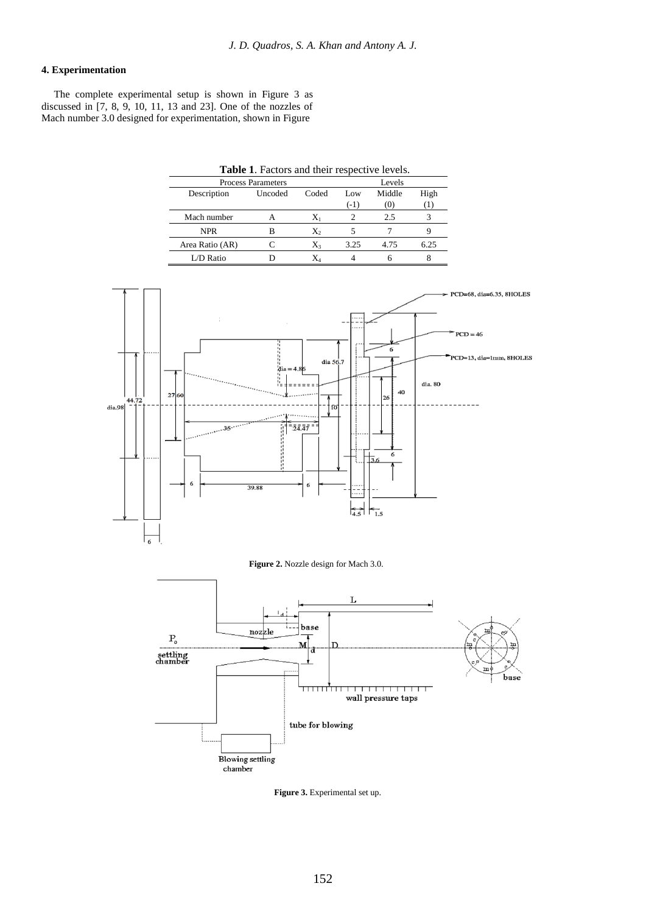### 4. Experimentation

The complete experimental setup is shown in Figure 3 as discussed in [7, 8, 9, 10, 11, 13 and 23]. One of the nozzles of Mach number 3.0 designed for experimentation, shown in Figure

**Table 1**. Factors and their respective levels.

| Process Parameters | | | Levels | | |
|---|---|---|---|---|---|
| Description | Uncoded | Coded | Low (-1) | Middle (0) | High (1) |
| Mach number | A | $X_1$ | 2 | 2.5 | 3 |
| NPR | B | $X_2$ | 5 | 7 | 9 |
| Area Ratio (AR) | C | $X_3$ | 3.25 | 4.75 | 6.25 |
| L/D Ratio | D | $X_4$ | 4 | 6 | 8 |

**Figure 2.** Nozzle design for Mach 3.0.

**Figure 3.** Experimental set up.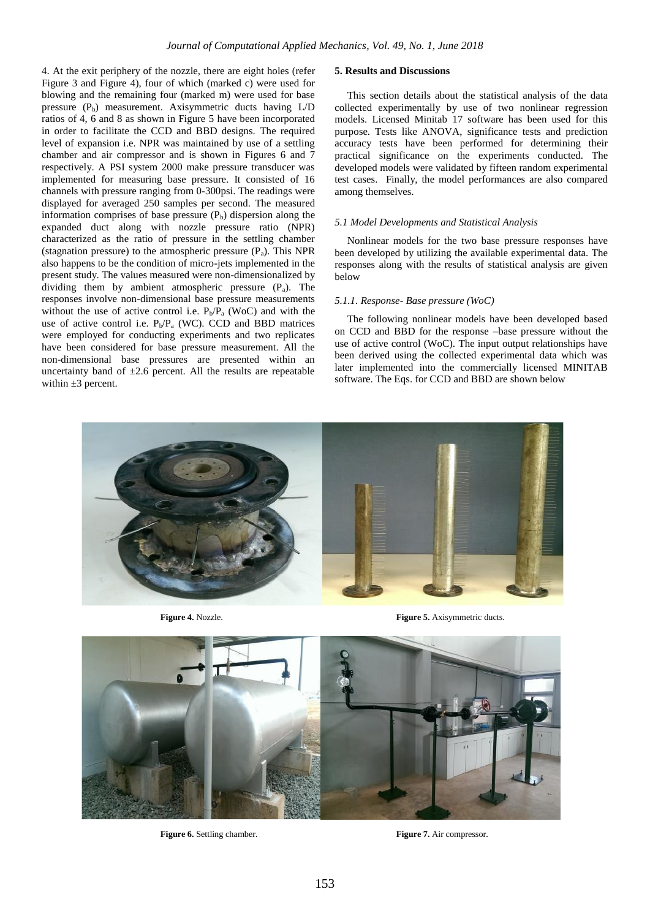4. At the exit periphery of the nozzle, there are eight holes (refer Figure 3 and Figure 4), four of which (marked c) were used for blowing and the remaining four (marked m) were used for base pressure ($P_b$) measurement. Axisymmetric ducts having L/D ratios of 4, 6 and 8 as shown in Figure 5 have been incorporated in order to facilitate the CCD and BBD designs. The required level of expansion i.e. NPR was maintained by use of a settling chamber and air compressor and is shown in Figures 6 and 7 respectively. A PSI system 2000 make pressure transducer was implemented for measuring base pressure. It consisted of 16 channels with pressure ranging from 0-300psi. The readings were displayed for averaged 250 samples per second. The measured information comprises of base pressure ($P_b$) dispersion along the expanded duct along with nozzle pressure ratio (NPR) characterized as the ratio of pressure in the settling chamber (stagnation pressure) to the atmospheric pressure ($P_a$). This NPR also happens to be the condition of micro-jets implemented in the present study. The values measured were non-dimensionalized by dividing them by ambient atmospheric pressure ($P_a$). The responses involve non-dimensional base pressure measurements without the use of active control i.e. $P_b/P_a$ (WoC) and with the use of active control i.e. $P_b/P_a$ (WC). CCD and BBD matrices were employed for conducting experiments and two replicates have been considered for base pressure measurement. All the non-dimensional base pressures are presented within an uncertainty band of ±2.6 percent. All the results are repeatable within ±3 percent.

**Figure 4.** Nozzle.

**Figure 5.** Axisymmetric ducts.

**Figure 6.** Settling chamber.

**Figure 7.** Air compressor.

## 5. Results and Discussions

This section details about the statistical analysis of the data collected experimentally by use of two nonlinear regression models. Licensed Minitab 17 software has been used for this purpose. Tests like ANOVA, significance tests and prediction accuracy tests have been performed for determining their practical significance on the experiments conducted. The developed models were validated by fifteen random experimental test cases. Finally, the model performances are also compared among themselves.

### *5.1 Model Developments and Statistical Analysis*

Nonlinear models for the two base pressure responses have been developed by utilizing the available experimental data. The responses along with the results of statistical analysis are given below

#### *5.1.1. Response- Base pressure (WoC)*

The following nonlinear models have been developed based on CCD and BBD for the response –base pressure without the use of active control (WoC). The input output relationships have been derived using the collected experimental data which was later implemented into the commercially licensed MINITAB software. The Eqs. for CCD and BBD are shown below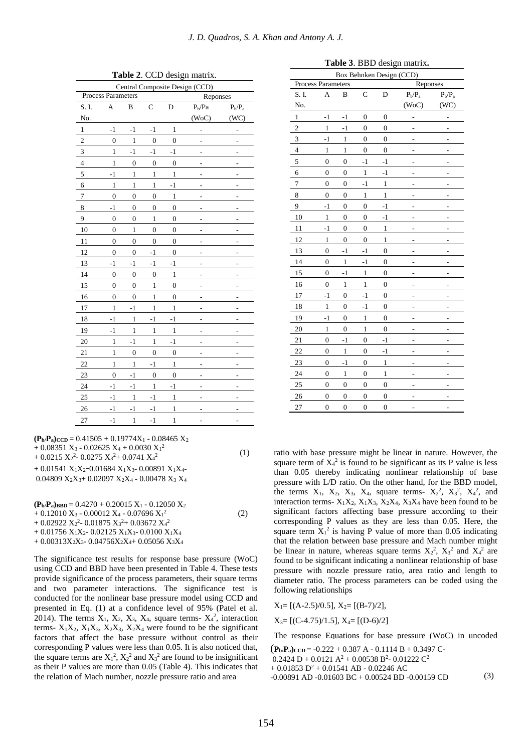**Table 2**. CCD design matrix.

| Central Composite Design (CCD) | | | | | | |
|---|---|---|---|---|---|---|
| Process Parameters | | | | | Reponses | |
| S. I. No. | A | B | C | D | $P_b/Pa$ (WoC) | $P_b/P_a$ (WC) |
| 1 | -1 | -1 | -1 | 1 | - | - |
| 2 | 0 | 1 | 0 | 0 | - | - |
| 3 | 1 | -1 | -1 | -1 | - | - |
| 4 | 1 | 0 | 0 | 0 | - | - |
| 5 | -1 | 1 | 1 | 1 | - | - |
| 6 | 1 | 1 | 1 | -1 | - | - |
| 7 | 0 | 0 | 0 | 1 | - | - |
| 8 | -1 | 0 | 0 | 0 | - | - |
| 9 | 0 | 0 | 1 | 0 | - | - |
| 10 | 0 | 1 | 0 | 0 | - | - |
| 11 | 0 | 0 | 0 | 0 | - | - |
| 12 | 0 | 0 | -1 | 0 | - | - |
| 13 | -1 | -1 | -1 | -1 | - | - |
| 14 | 0 | 0 | 0 | 1 | - | - |
| 15 | 0 | 0 | 1 | 0 | - | - |
| 16 | 0 | 0 | 1 | 0 | - | - |
| 17 | 1 | -1 | 1 | 1 | - | - |
| 18 | -1 | 1 | -1 | -1 | - | - |
| 19 | -1 | 1 | 1 | 1 | - | - |
| 20 | 1 | -1 | 1 | -1 | - | - |
| 21 | 1 | 0 | 0 | 0 | - | - |
| 22 | 1 | 1 | -1 | 1 | - | - |
| 23 | 0 | -1 | 0 | 0 | - | - |
| 24 | -1 | -1 | 1 | -1 | - | - |
| 25 | -1 | 1 | -1 | 1 | - | - |
| 26 | -1 | -1 | -1 | 1 | - | - |
| 27 | -1 | 1 | -1 | 1 | - | - |

**Table 3**. BBD design matrix.

| Box Behnken Design (CCD) | | | | | | |
|---|---|---|---|---|---|---|
| Process Parameters | | | | | Reponses | |
| S. I. No. | A | B | C | D | $P_b/P_a$ (WoC) | $P_b/P_a$ (WC) |
| 1 | -1 | -1 | 0 | 0 | - | - |
| 2 | 1 | -1 | 0 | 0 | - | - |
| 3 | -1 | 1 | 0 | 0 | - | - |
| 4 | 1 | 1 | 0 | 0 | - | - |
| 5 | 0 | 0 | -1 | -1 | - | - |
| 6 | 0 | 0 | 1 | -1 | - | - |
| 7 | 0 | 0 | -1 | 1 | - | - |
| 8 | 0 | 0 | 1 | 1 | - | - |
| 9 | -1 | 0 | 0 | -1 | - | - |
| 10 | 1 | 0 | 0 | -1 | - | - |
| 11 | -1 | 0 | 0 | 1 | - | - |
| 12 | 1 | 0 | 0 | 1 | - | - |
| 13 | 0 | -1 | -1 | 0 | - | - |
| 14 | 0 | 1 | -1 | 0 | - | - |
| 15 | 0 | -1 | 1 | 0 | - | - |
| 16 | 0 | 1 | 1 | 0 | - | - |
| 17 | -1 | 0 | -1 | 0 | - | - |
| 18 | 1 | 0 | -1 | 0 | - | - |
| 19 | -1 | 0 | 1 | 0 | - | - |
| 20 | 1 | 0 | 1 | 0 | - | - |
| 21 | 0 | -1 | 0 | -1 | - | - |
| 22 | 0 | 1 | 0 | -1 | - | - |
| 23 | 0 | -1 | 0 | 1 | - | - |
| 24 | 0 | 1 | 0 | 1 | - | - |
| 25 | 0 | 0 | 0 | 0 | - | - |
| 26 | 0 | 0 | 0 | 0 | - | - |
| 27 | 0 | 0 | 0 | 0 | - | - |

$$(P_b/P_a)_{CCD} = 0.41505 + 0.19774X_1 - 0.08465\,X_2 + 0.08351\,X_3 - 0.02625\,X_4 + 0.0030\,X_1^2 + 0.0215\,X_2^2 - 0.0275\,X_3^2 + 0.0741\,X_4^2 + 0.01541\,X_1X_2 - 0.01684\,X_1X_3 - 0.00891\,X_1X_4 - 0.04809\,X_2X_3 + 0.02097\,X_2X_4 - 0.00478\,X_3\,X_4 \quad (1)$$

$$(P_b/P_a)_{BBD} = 0.4270 + 0.20015\,X_1 - 0.12050\,X_2 + 0.12010\,X_3 - 0.00012\,X_4 - 0.07696\,X_1^2 + 0.02922\,X_2^2 - 0.01875\,X_3^2 + 0.03672\,X_4^2 + 0.01756\,X_1X_2 - 0.02125\,X_1X_3 - 0.0100\,X_1X_4 + 0.00313X_2X_3 - 0.04756X_2X_4 + 0.05056\,X_3X_4 \quad (2)$$

The significance test results for response base pressure (WoC) using CCD and BBD have been presented in Table 4. These tests provide significance of the process parameters, their square terms and two parameter interactions. The significance test is conducted for the nonlinear base pressure model using CCD and presented in Eq. (1) at a confidence level of 95% (Patel et al. 2014). The terms $X_1$, $X_2$, $X_3$, $X_4$, square terms- $X_4^2$, interaction terms- $X_1X_2$, $X_1X_3$, $X_2X_3$, $X_2X_4$ were found to be the significant factors that affect the base pressure without control as their corresponding P values were less than 0.05. It is also noticed that, the square terms are $X_1^2$, $X_2^2$ and $X_3^2$ are found to be insignificant as their P values are more than 0.05 (Table 4). This indicates that the relation of Mach number, nozzle pressure ratio and area ratio with base pressure might be linear in nature. However, the square term of $X_4^2$ is found to be significant as its P value is less than 0.05 thereby indicating nonlinear relationship of base pressure with L/D ratio. On the other hand, for the BBD model, the terms $X_1$, $X_2$, $X_3$, $X_4$, square terms- $X_2^2$, $X_3^2$, $X_4^2$, and interaction terms- $X_1X_2$, $X_1X_3$, $X_2X_4$, $X_3X_4$ have been found to be significant factors affecting base pressure according to their corresponding P values as they are less than 0.05. Here, the square term $X_1^2$ is having P value of more than 0.05 indicating that the relation between base pressure and Mach number might be linear in nature, whereas square terms $X_2^2$, $X_3^2$ and $X_4^2$ are found to be significant indicating a nonlinear relationship of base pressure with nozzle pressure ratio, area ratio and length to diameter ratio. The process parameters can be coded using the following relationships

$X_1= [(A-2.5)/0.5]$, $X_2= [(B-7)/2]$,

$X_3= [(C-4.75)/1.5]$, $X_4= [(D-6)/2]$

The response Equations for base pressure (WoC) in uncoded

$$(P_b/P_a)_{CCD} = -0.222 + 0.387\,A - 0.1114\,B + 0.3497\,C - 0.2424\,D + 0.0121\,A^2 + 0.00538\,B^2 - 0.01222\,C^2 + 0.01853\,D^2 + 0.01541\,AB - 0.02246\,AC - 0.00891\,AD - 0.01603\,BC + 0.00524\,BD - 0.00159\,CD \quad (3)$$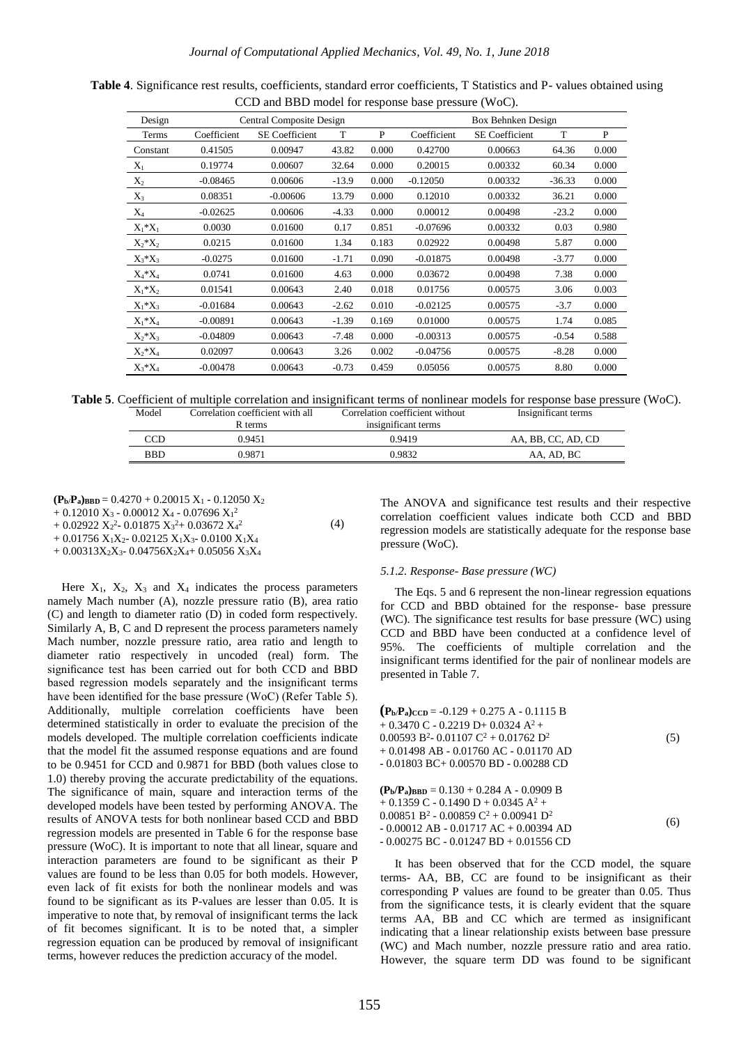**Table 4**. Significance rest results, coefficients, standard error coefficients, T Statistics and P- values obtained using CCD and BBD model for response base pressure (WoC).

| Design | Central Composite Design | | | | Box Behnken Design | | | |
|---|---|---|---|---|---|---|---|---|
| Terms | Coefficient | SE Coefficient | T | P | Coefficient | SE Coefficient | T | P |
| Constant | 0.41505 | 0.00947 | 43.82 | 0.000 | 0.42700 | 0.00663 | 64.36 | 0.000 |
| $X_1$ | 0.19774 | 0.00607 | 32.64 | 0.000 | 0.20015 | 0.00332 | 60.34 | 0.000 |
| $X_2$ | -0.08465 | 0.00606 | -13.9 | 0.000 | -0.12050 | 0.00332 | -36.33 | 0.000 |
| $X_3$ | 0.08351 | -0.00606 | 13.79 | 0.000 | 0.12010 | 0.00332 | 36.21 | 0.000 |
| $X_4$ | -0.02625 | 0.00606 | -4.33 | 0.000 | 0.00012 | 0.00498 | -23.2 | 0.000 |
| $X_1{*}X_1$ | 0.0030 | 0.01600 | 0.17 | 0.851 | -0.07696 | 0.00332 | 0.03 | 0.980 |
| $X_2{*}X_2$ | 0.0215 | 0.01600 | 1.34 | 0.183 | 0.02922 | 0.00498 | 5.87 | 0.000 |
| $X_3{*}X_3$ | -0.0275 | 0.01600 | -1.71 | 0.090 | -0.01875 | 0.00498 | -3.77 | 0.000 |
| $X_4{*}X_4$ | 0.0741 | 0.01600 | 4.63 | 0.000 | 0.03672 | 0.00498 | 7.38 | 0.000 |
| $X_1{*}X_2$ | 0.01541 | 0.00643 | 2.40 | 0.018 | 0.01756 | 0.00575 | 3.06 | 0.003 |
| $X_1{*}X_3$ | -0.01684 | 0.00643 | -2.62 | 0.010 | -0.02125 | 0.00575 | -3.7 | 0.000 |
| $X_1{*}X_4$ | -0.00891 | 0.00643 | -1.39 | 0.169 | 0.01000 | 0.00575 | 1.74 | 0.085 |
| $X_2{*}X_3$ | -0.04809 | 0.00643 | -7.48 | 0.000 | -0.00313 | 0.00575 | -0.54 | 0.588 |
| $X_2{*}X_4$ | 0.02097 | 0.00643 | 3.26 | 0.002 | -0.04756 | 0.00575 | -8.28 | 0.000 |
| $X_3{*}X_4$ | -0.00478 | 0.00643 | -0.73 | 0.459 | 0.05056 | 0.00575 | 8.80 | 0.000 |

**Table 5**. Coefficient of multiple correlation and insignificant terms of nonlinear models for response base pressure (WoC).

| Model | Correlation coefficient with all R terms | Correlation coefficient without insignificant terms | Insignificant terms |
|---|---|---|---|
| CCD | 0.9451 | 0.9419 | AA, BB, CC, AD, CD |
| BBD | 0.9871 | 0.9832 | AA, AD, BC |

$$(\mathbf{P_b/P_a})_{\mathbf{BBD}} = 0.4270 + 0.20015\ X_1 - 0.12050\ X_2 + 0.12010\ X_3 - 0.00012\ X_4 - 0.07696\ X_1^2 + 0.02922\ X_2^2 - 0.01875\ X_3^2 + 0.03672\ X_4^2 + 0.01756\ X_1X_2 - 0.02125\ X_1X_3 - 0.0100\ X_1X_4 + 0.00313X_2X_3 - 0.04756X_2X_4 + 0.05056\ X_3X_4 \quad (4)$$

Here $X_1$, $X_2$, $X_3$ and $X_4$ indicates the process parameters namely Mach number (A), nozzle pressure ratio (B), area ratio (C) and length to diameter ratio (D) in coded form respectively. Similarly A, B, C and D represent the process parameters namely Mach number, nozzle pressure ratio, area ratio and length to diameter ratio respectively in uncoded (real) form. The significance test has been carried out for both CCD and BBD based regression models separately and the insignificant terms have been identified for the base pressure (WoC) (Refer Table 5). Additionally, multiple correlation coefficients have been determined statistically in order to evaluate the precision of the models developed. The multiple correlation coefficients indicate that the model fit the assumed response equations and are found to be 0.9451 for CCD and 0.9871 for BBD (both values close to 1.0) thereby proving the accurate predictability of the equations. The significance of main, square and interaction terms of the developed models have been tested by performing ANOVA. The results of ANOVA tests for both nonlinear based CCD and BBD regression models are presented in Table 6 for the response base pressure (WoC). It is important to note that all linear, square and interaction parameters are found to be significant as their P values are found to be less than 0.05 for both models. However, even lack of fit exists for both the nonlinear models and was found to be significant as its P-values are lesser than 0.05. It is imperative to note that, by removal of insignificant terms the lack of fit becomes significant. It is to be noted that, a simpler regression equation can be produced by removal of insignificant terms, however reduces the prediction accuracy of the model.

The ANOVA and significance test results and their respective correlation coefficient values indicate both CCD and BBD regression models are statistically adequate for the response base pressure (WoC).

### *5.1.2. Response- Base pressure (WC)*

The Eqs. 5 and 6 represent the non-linear regression equations for CCD and BBD obtained for the response- base pressure (WC). The significance test results for base pressure (WC) using CCD and BBD have been conducted at a confidence level of 95%. The coefficients of multiple correlation and the insignificant terms identified for the pair of nonlinear models are presented in Table 7.

$$(\mathbf{P_b/P_a})_{\mathbf{CCD}} = -0.129 + 0.275\ A - 0.1115\ B + 0.3470\ C - 0.2219\ D + 0.0324\ A^2 + 0.00593\ B^2 - 0.01107\ C^2 + 0.01762\ D^2 + 0.01498\ AB - 0.01760\ AC - 0.01170\ AD - 0.01803\ BC + 0.00570\ BD - 0.00288\ CD \quad (5)$$

$$(\mathbf{P_b/P_a})_{\mathbf{BBD}} = 0.130 + 0.284\ A - 0.0909\ B + 0.1359\ C - 0.1490\ D + 0.0345\ A^2 + 0.00851\ B^2 - 0.00859\ C^2 + 0.00941\ D^2 - 0.00012\ AB - 0.01717\ AC + 0.00394\ AD - 0.00275\ BC - 0.01247\ BD + 0.01556\ CD \quad (6)$$

It has been observed that for the CCD model, the square terms- AA, BB, CC are found to be insignificant as their corresponding P values are found to be greater than 0.05. Thus from the significance tests, it is clearly evident that the square terms AA, BB and CC which are termed as insignificant indicating that a linear relationship exists between base pressure (WC) and Mach number, nozzle pressure ratio and area ratio. However, the square term DD was found to be significant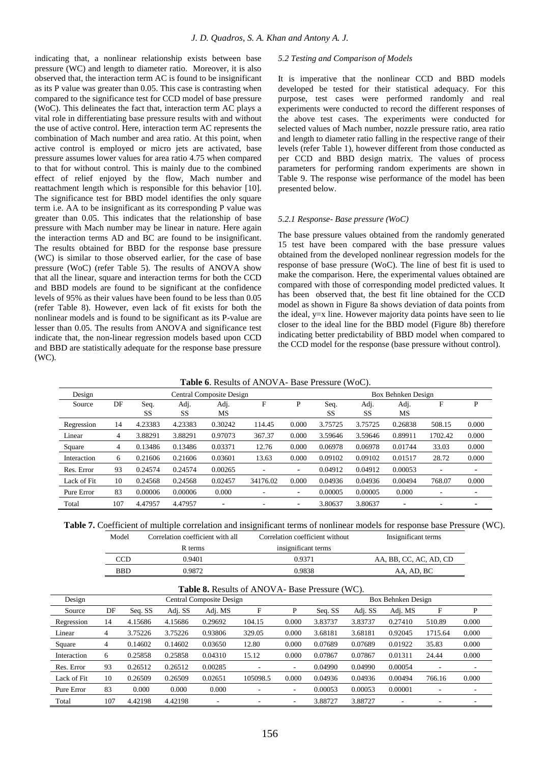indicating that, a nonlinear relationship exists between base pressure (WC) and length to diameter ratio. Moreover, it is also observed that, the interaction term AC is found to be insignificant as its P value was greater than 0.05. This case is contrasting when compared to the significance test for CCD model of base pressure (WoC). This delineates the fact that, interaction term AC plays a vital role in differentiating base pressure results with and without the use of active control. Here, interaction term AC represents the combination of Mach number and area ratio. At this point, when active control is employed or micro jets are activated, base pressure assumes lower values for area ratio 4.75 when compared to that for without control. This is mainly due to the combined effect of relief enjoyed by the flow, Mach number and reattachment length which is responsible for this behavior [10]. The significance test for BBD model identifies the only square term i.e. AA to be insignificant as its corresponding P value was greater than 0.05. This indicates that the relationship of base pressure with Mach number may be linear in nature. Here again the interaction terms AD and BC are found to be insignificant. The results obtained for BBD for the response base pressure (WC) is similar to those observed earlier, for the case of base pressure (WoC) (refer Table 5). The results of ANOVA show that all the linear, square and interaction terms for both the CCD and BBD models are found to be significant at the confidence levels of 95% as their values have been found to be less than 0.05 (refer Table 8). However, even lack of fit exists for both the nonlinear models and is found to be significant as its P-value are lesser than 0.05. The results from ANOVA and significance test indicate that, the non-linear regression models based upon CCD and BBD are statistically adequate for the response base pressure (WC).

### *5.2 Testing and Comparison of Models*

It is imperative that the nonlinear CCD and BBD models developed be tested for their statistical adequacy. For this purpose, test cases were performed randomly and real experiments were conducted to record the different responses of the above test cases. The experiments were conducted for selected values of Mach number, nozzle pressure ratio, area ratio and length to diameter ratio falling in the respective range of their levels (refer Table 1), however different from those conducted as per CCD and BBD design matrix. The values of process parameters for performing random experiments are shown in Table 9. The response wise performance of the model has been presented below.

#### *5.2.1 Response- Base pressure (WoC)*

The base pressure values obtained from the randomly generated 15 test have been compared with the base pressure values obtained from the developed nonlinear regression models for the response of base pressure (WoC). The line of best fit is used to make the comparison. Here, the experimental values obtained are compared with those of corresponding model predicted values. It has been observed that, the best fit line obtained for the CCD model as shown in Figure 8a shows deviation of data points from the ideal, y=x line. However majority data points have seen to lie closer to the ideal line for the BBD model (Figure 8b) therefore indicating better predictability of BBD model when compared to the CCD model for the response (base pressure without control).

**Table 6**. Results of ANOVA- Base Pressure (WoC).

| Design | | Central Composite Design | | | | | Box Behnken Design | | | | |
|---|---|---|---|---|---|---|---|---|---|---|---|
| Source | DF | Seq. SS | Adj. SS | Adj. MS | F | P | Seq. SS | Adj. SS | Adj. MS | F | P |
| Regression | 14 | 4.23383 | 4.23383 | 0.30242 | 114.45 | 0.000 | 3.75725 | 3.75725 | 0.26838 | 508.15 | 0.000 |
| Linear | 4 | 3.88291 | 3.88291 | 0.97073 | 367.37 | 0.000 | 3.59646 | 3.59646 | 0.89911 | 1702.42 | 0.000 |
| Square | 4 | 0.13486 | 0.13486 | 0.03371 | 12.76 | 0.000 | 0.06978 | 0.06978 | 0.01744 | 33.03 | 0.000 |
| Interaction | 6 | 0.21606 | 0.21606 | 0.03601 | 13.63 | 0.000 | 0.09102 | 0.09102 | 0.01517 | 28.72 | 0.000 |
| Res. Error | 93 | 0.24574 | 0.24574 | 0.00265 | - | - | 0.04912 | 0.04912 | 0.00053 | - | - |
| Lack of Fit | 10 | 0.24568 | 0.24568 | 0.02457 | 34176.02 | 0.000 | 0.04936 | 0.04936 | 0.00494 | 768.07 | 0.000 |
| Pure Error | 83 | 0.00006 | 0.00006 | 0.000 | - | - | 0.00005 | 0.00005 | 0.000 | - | - |
| Total | 107 | 4.47957 | 4.47957 | - | - | - | 3.80637 | 3.80637 | - | - | - |

**Table 7.** Coefficient of multiple correlation and insignificant terms of nonlinear models for response base Pressure (WC).

| Model | Correlation coefficient with all R terms | Correlation coefficient without insignificant terms | Insignificant terms |
|---|---|---|---|
| CCD | 0.9401 | 0.9371 | AA, BB, CC, AC, AD, CD |
| BBD | 0.9872 | 0.9838 | AA, AD, BC |

**Table 8.** Results of ANOVA- Base Pressure (WC).

| Design | | Central Composite Design | | | | | Box Behnken Design | | | | |
|---|---|---|---|---|---|---|---|---|---|---|---|
| Source | DF | Seq. SS | Adj. SS | Adj. MS | F | P | Seq. SS | Adj. SS | Adj. MS | F | P |
| Regression | 14 | 4.15686 | 4.15686 | 0.29692 | 104.15 | 0.000 | 3.83737 | 3.83737 | 0.27410 | 510.89 | 0.000 |
| Linear | 4 | 3.75226 | 3.75226 | 0.93806 | 329.05 | 0.000 | 3.68181 | 3.68181 | 0.92045 | 1715.64 | 0.000 |
| Square | 4 | 0.14602 | 0.14602 | 0.03650 | 12.80 | 0.000 | 0.07689 | 0.07689 | 0.01922 | 35.83 | 0.000 |
| Interaction | 6 | 0.25858 | 0.25858 | 0.04310 | 15.12 | 0.000 | 0.07867 | 0.07867 | 0.01311 | 24.44 | 0.000 |
| Res. Error | 93 | 0.26512 | 0.26512 | 0.00285 | - | - | 0.04990 | 0.04990 | 0.00054 | - | - |
| Lack of Fit | 10 | 0.26509 | 0.26509 | 0.02651 | 105098.5 | 0.000 | 0.04936 | 0.04936 | 0.00494 | 766.16 | 0.000 |
| Pure Error | 83 | 0.000 | 0.000 | 0.000 | - | - | 0.00053 | 0.00053 | 0.00001 | - | - |
| Total | 107 | 4.42198 | 4.42198 | - | - | - | 3.88727 | 3.88727 | - | - | - |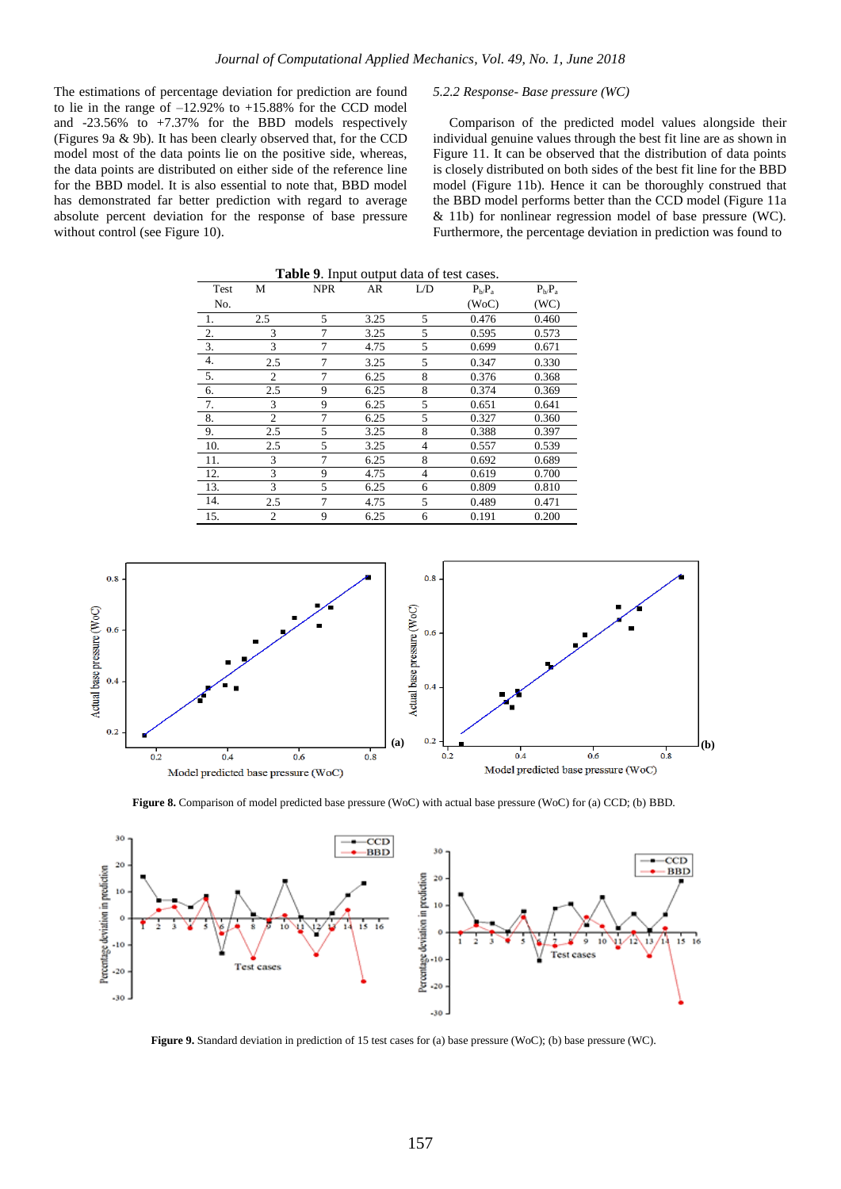The estimations of percentage deviation for prediction are found to lie in the range of –12.92% to +15.88% for the CCD model and -23.56% to +7.37% for the BBD models respectively (Figures 9a & 9b). It has been clearly observed that, for the CCD model most of the data points lie on the positive side, whereas, the data points are distributed on either side of the reference line for the BBD model. It is also essential to note that, BBD model has demonstrated far better prediction with regard to average absolute percent deviation for the response of base pressure without control (see Figure 10).

*5.2.2 Response- Base pressure (WC)*

Comparison of the predicted model values alongside their individual genuine values through the best fit line are as shown in Figure 11. It can be observed that the distribution of data points is closely distributed on both sides of the best fit line for the BBD model (Figure 11b). Hence it can be thoroughly construed that the BBD model performs better than the CCD model (Figure 11a & 11b) for nonlinear regression model of base pressure (WC). Furthermore, the percentage deviation in prediction was found to

**Table 9**. Input output data of test cases.

| Test No. | M | NPR | AR | L/D | $P_b/P_a$ (WoC) | $P_b/P_a$ (WC) |
|---|---|---|---|---|---|---|
| 1. | 2.5 | 5 | 3.25 | 5 | 0.476 | 0.460 |
| 2. | 3 | 7 | 3.25 | 5 | 0.595 | 0.573 |
| 3. | 3 | 7 | 4.75 | 5 | 0.699 | 0.671 |
| 4. | 2.5 | 7 | 3.25 | 5 | 0.347 | 0.330 |
| 5. | 2 | 7 | 6.25 | 8 | 0.376 | 0.368 |
| 6. | 2.5 | 9 | 6.25 | 8 | 0.374 | 0.369 |
| 7. | 3 | 9 | 6.25 | 5 | 0.651 | 0.641 |
| 8. | 2 | 7 | 6.25 | 5 | 0.327 | 0.360 |
| 9. | 2.5 | 5 | 3.25 | 8 | 0.388 | 0.397 |
| 10. | 2.5 | 5 | 3.25 | 4 | 0.557 | 0.539 |
| 11. | 3 | 7 | 6.25 | 8 | 0.692 | 0.689 |
| 12. | 3 | 9 | 4.75 | 4 | 0.619 | 0.700 |
| 13. | 3 | 5 | 6.25 | 6 | 0.809 | 0.810 |
| 14. | 2.5 | 7 | 4.75 | 5 | 0.489 | 0.471 |
| 15. | 2 | 9 | 6.25 | 6 | 0.191 | 0.200 |

**Figure 8.** Comparison of model predicted base pressure (WoC) with actual base pressure (WoC) for (a) CCD; (b) BBD.

**Figure 9.** Standard deviation in prediction of 15 test cases for (a) base pressure (WoC); (b) base pressure (WC).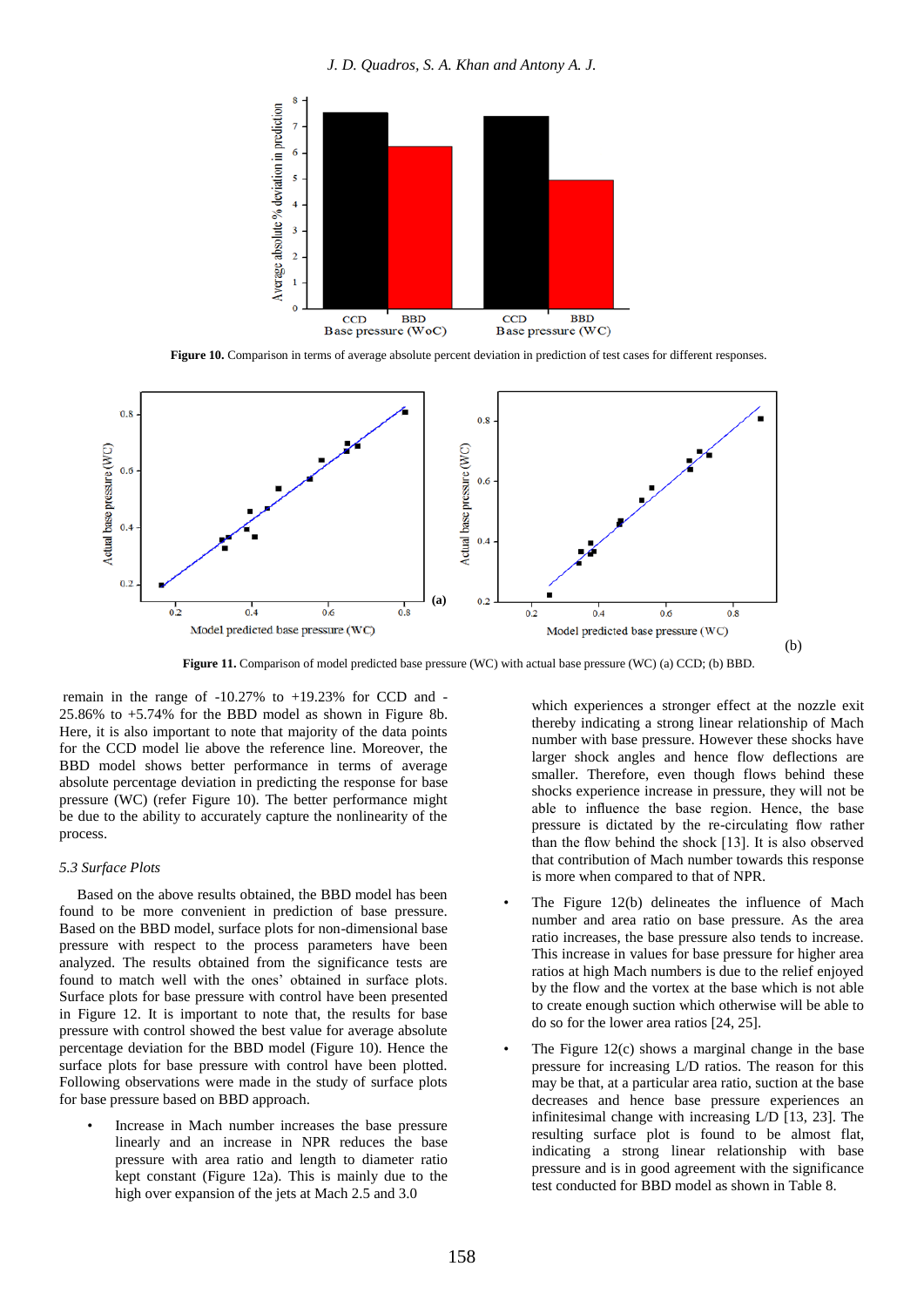**Figure 10.** Comparison in terms of average absolute percent deviation in prediction of test cases for different responses.

**Figure 11.** Comparison of model predicted base pressure (WC) with actual base pressure (WC) (a) CCD; (b) BBD.

remain in the range of -10.27% to +19.23% for CCD and -25.86% to +5.74% for the BBD model as shown in Figure 8b. Here, it is also important to note that majority of the data points for the CCD model lie above the reference line. Moreover, the BBD model shows better performance in terms of average absolute percentage deviation in predicting the response for base pressure (WC) (refer Figure 10). The better performance might be due to the ability to accurately capture the nonlinearity of the process.

### *5.3 Surface Plots*

Based on the above results obtained, the BBD model has been found to be more convenient in prediction of base pressure. Based on the BBD model, surface plots for non-dimensional base pressure with respect to the process parameters have been analyzed. The results obtained from the significance tests are found to match well with the ones' obtained in surface plots. Surface plots for base pressure with control have been presented in Figure 12. It is important to note that, the results for base pressure with control showed the best value for average absolute percentage deviation for the BBD model (Figure 10). Hence the surface plots for base pressure with control have been plotted. Following observations were made in the study of surface plots for base pressure based on BBD approach.

- Increase in Mach number increases the base pressure linearly and an increase in NPR reduces the base pressure with area ratio and length to diameter ratio kept constant (Figure 12a). This is mainly due to the high over expansion of the jets at Mach 2.5 and 3.0 which experiences a stronger effect at the nozzle exit thereby indicating a strong linear relationship of Mach number with base pressure. However these shocks have larger shock angles and hence flow deflections are smaller. Therefore, even though flows behind these shocks experience increase in pressure, they will not be able to influence the base region. Hence, the base pressure is dictated by the re-circulating flow rather than the flow behind the shock [13]. It is also observed that contribution of Mach number towards this response is more when compared to that of NPR.
- The Figure 12(b) delineates the influence of Mach number and area ratio on base pressure. As the area ratio increases, the base pressure also tends to increase. This increase in values for base pressure for higher area ratios at high Mach numbers is due to the relief enjoyed by the flow and the vortex at the base which is not able to create enough suction which otherwise will be able to do so for the lower area ratios [24, 25].
- The Figure 12(c) shows a marginal change in the base pressure for increasing L/D ratios. The reason for this may be that, at a particular area ratio, suction at the base decreases and hence base pressure experiences an infinitesimal change with increasing L/D [13, 23]. The resulting surface plot is found to be almost flat, indicating a strong linear relationship with base pressure and is in good agreement with the significance test conducted for BBD model as shown in Table 8.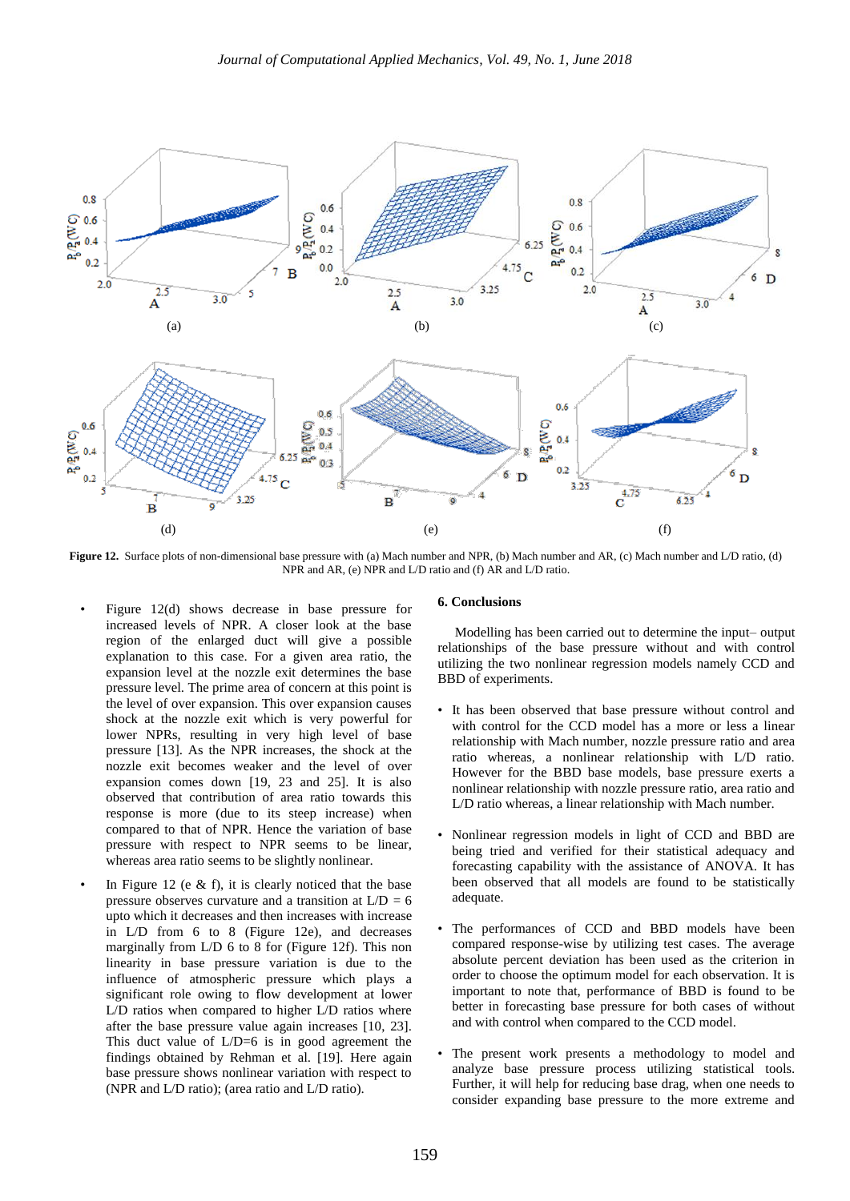**Figure 12.** Surface plots of non-dimensional base pressure with (a) Mach number and NPR, (b) Mach number and AR, (c) Mach number and L/D ratio, (d) NPR and AR, (e) NPR and L/D ratio and (f) AR and L/D ratio.

- Figure 12(d) shows decrease in base pressure for increased levels of NPR. A closer look at the base region of the enlarged duct will give a possible explanation to this case. For a given area ratio, the expansion level at the nozzle exit determines the base pressure level. The prime area of concern at this point is the level of over expansion. This over expansion causes shock at the nozzle exit which is very powerful for lower NPRs, resulting in very high level of base pressure [13]. As the NPR increases, the shock at the nozzle exit becomes weaker and the level of over expansion comes down [19, 23 and 25]. It is also observed that contribution of area ratio towards this response is more (due to its steep increase) when compared to that of NPR. Hence the variation of base pressure with respect to NPR seems to be linear, whereas area ratio seems to be slightly nonlinear.

- In Figure 12 (e & f), it is clearly noticed that the base pressure observes curvature and a transition at L/D = 6 upto which it decreases and then increases with increase in L/D from 6 to 8 (Figure 12e), and decreases marginally from L/D 6 to 8 for (Figure 12f). This non linearity in base pressure variation is due to the influence of atmospheric pressure which plays a significant role owing to flow development at lower L/D ratios when compared to higher L/D ratios where after the base pressure value again increases [10, 23]. This duct value of L/D=6 is in good agreement the findings obtained by Rehman et al. [19]. Here again base pressure shows nonlinear variation with respect to (NPR and L/D ratio); (area ratio and L/D ratio).

## 6. Conclusions

Modelling has been carried out to determine the input– output relationships of the base pressure without and with control utilizing the two nonlinear regression models namely CCD and BBD of experiments.

- It has been observed that base pressure without control and with control for the CCD model has a more or less a linear relationship with Mach number, nozzle pressure ratio and area ratio whereas, a nonlinear relationship with L/D ratio. However for the BBD base models, base pressure exerts a nonlinear relationship with nozzle pressure ratio, area ratio and L/D ratio whereas, a linear relationship with Mach number.

- Nonlinear regression models in light of CCD and BBD are being tried and verified for their statistical adequacy and forecasting capability with the assistance of ANOVA. It has been observed that all models are found to be statistically adequate.

- The performances of CCD and BBD models have been compared response-wise by utilizing test cases. The average absolute percent deviation has been used as the criterion in order to choose the optimum model for each observation. It is important to note that, performance of BBD is found to be better in forecasting base pressure for both cases of without and with control when compared to the CCD model.

- The present work presents a methodology to model and analyze base pressure process utilizing statistical tools. Further, it will help for reducing base drag, when one needs to consider expanding base pressure to the more extreme and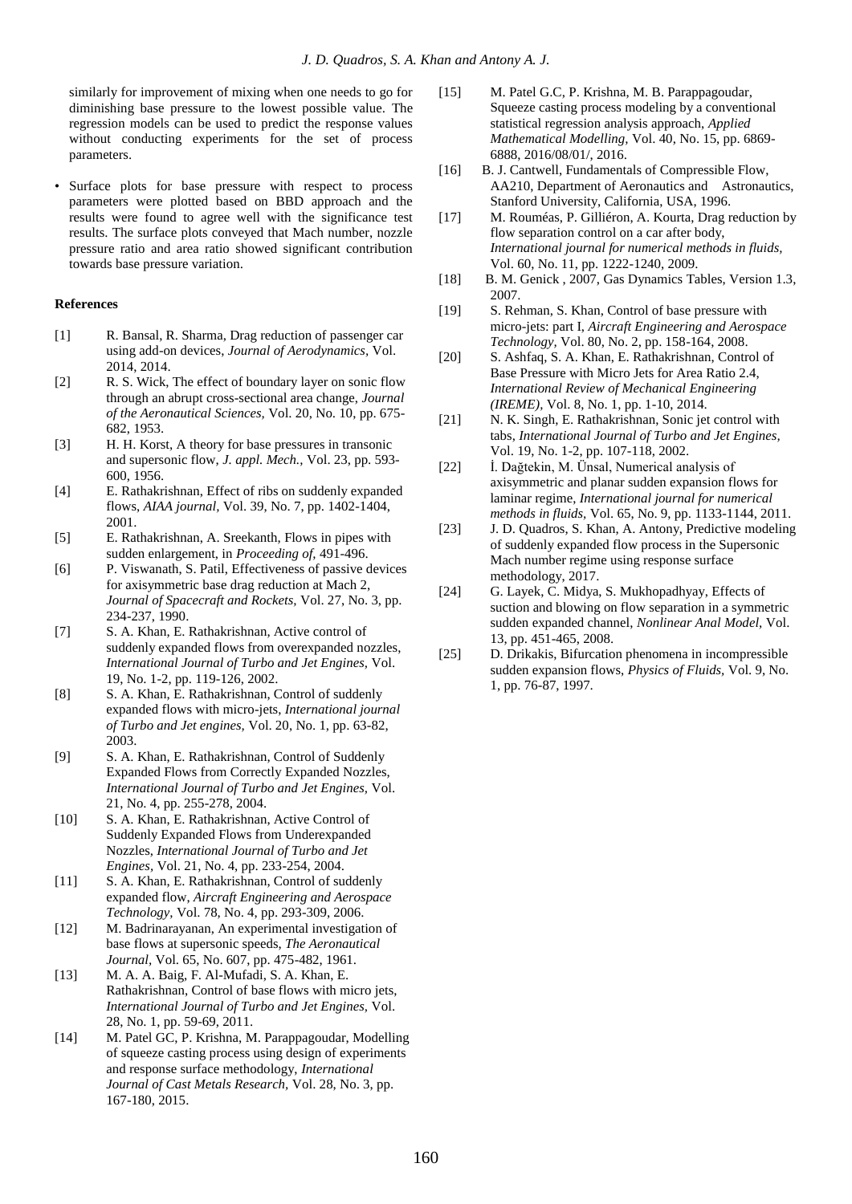similarly for improvement of mixing when one needs to go for diminishing base pressure to the lowest possible value. The regression models can be used to predict the response values without conducting experiments for the set of process parameters.

- Surface plots for base pressure with respect to process parameters were plotted based on BBD approach and the results were found to agree well with the significance test results. The surface plots conveyed that Mach number, nozzle pressure ratio and area ratio showed significant contribution towards base pressure variation.

**References**

[1] R. Bansal, R. Sharma, Drag reduction of passenger car using add-on devices, *Journal of Aerodynamics*, Vol. 2014, 2014.

[2] R. S. Wick, The effect of boundary layer on sonic flow through an abrupt cross-sectional area change, *Journal of the Aeronautical Sciences*, Vol. 20, No. 10, pp. 675-682, 1953.

[3] H. H. Korst, A theory for base pressures in transonic and supersonic flow, *J. appl. Mech.*, Vol. 23, pp. 593-600, 1956.

[4] E. Rathakrishnan, Effect of ribs on suddenly expanded flows, *AIAA journal*, Vol. 39, No. 7, pp. 1402-1404, 2001.

[5] E. Rathakrishnan, A. Sreekanth, Flows in pipes with sudden enlargement, in *Proceeding of*, 491-496.

[6] P. Viswanath, S. Patil, Effectiveness of passive devices for axisymmetric base drag reduction at Mach 2, *Journal of Spacecraft and Rockets*, Vol. 27, No. 3, pp. 234-237, 1990.

[7] S. A. Khan, E. Rathakrishnan, Active control of suddenly expanded flows from overexpanded nozzles, *International Journal of Turbo and Jet Engines*, Vol. 19, No. 1-2, pp. 119-126, 2002.

[8] S. A. Khan, E. Rathakrishnan, Control of suddenly expanded flows with micro-jets, *International journal of Turbo and Jet engines*, Vol. 20, No. 1, pp. 63-82, 2003.

[9] S. A. Khan, E. Rathakrishnan, Control of Suddenly Expanded Flows from Correctly Expanded Nozzles, *International Journal of Turbo and Jet Engines*, Vol. 21, No. 4, pp. 255-278, 2004.

[10] S. A. Khan, E. Rathakrishnan, Active Control of Suddenly Expanded Flows from Underexpanded Nozzles, *International Journal of Turbo and Jet Engines*, Vol. 21, No. 4, pp. 233-254, 2004.

[11] S. A. Khan, E. Rathakrishnan, Control of suddenly expanded flow, *Aircraft Engineering and Aerospace Technology*, Vol. 78, No. 4, pp. 293-309, 2006.

[12] M. Badrinarayanan, An experimental investigation of base flows at supersonic speeds, *The Aeronautical Journal*, Vol. 65, No. 607, pp. 475-482, 1961.

[13] M. A. A. Baig, F. Al-Mufadi, S. A. Khan, E. Rathakrishnan, Control of base flows with micro jets, *International Journal of Turbo and Jet Engines*, Vol. 28, No. 1, pp. 59-69, 2011.

[14] M. Patel GC, P. Krishna, M. Parappagoudar, Modelling of squeeze casting process using design of experiments and response surface methodology, *International Journal of Cast Metals Research*, Vol. 28, No. 3, pp. 167-180, 2015.

[15] M. Patel G.C, P. Krishna, M. B. Parappagoudar, Squeeze casting process modeling by a conventional statistical regression analysis approach, *Applied Mathematical Modelling*, Vol. 40, No. 15, pp. 6869-6888, 2016/08/01/, 2016.

[16] B. J. Cantwell, Fundamentals of Compressible Flow, AA210, Department of Aeronautics and Astronautics, Stanford University, California, USA, 1996.

[17] M. Rouméas, P. Gilliéron, A. Kourta, Drag reduction by flow separation control on a car after body, *International journal for numerical methods in fluids*, Vol. 60, No. 11, pp. 1222-1240, 2009.

[18] B. M. Genick , 2007, Gas Dynamics Tables, Version 1.3, 2007.

[19] S. Rehman, S. Khan, Control of base pressure with micro-jets: part I, *Aircraft Engineering and Aerospace Technology*, Vol. 80, No. 2, pp. 158-164, 2008.

[20] S. Ashfaq, S. A. Khan, E. Rathakrishnan, Control of Base Pressure with Micro Jets for Area Ratio 2.4, *International Review of Mechanical Engineering (IREME)*, Vol. 8, No. 1, pp. 1-10, 2014.

[21] N. K. Singh, E. Rathakrishnan, Sonic jet control with tabs, *International Journal of Turbo and Jet Engines*, Vol. 19, No. 1-2, pp. 107-118, 2002.

[22] İ. Dağtekin, M. Ünsal, Numerical analysis of axisymmetric and planar sudden expansion flows for laminar regime, *International journal for numerical methods in fluids*, Vol. 65, No. 9, pp. 1133-1144, 2011.

[23] J. D. Quadros, S. Khan, A. Antony, Predictive modeling of suddenly expanded flow process in the Supersonic Mach number regime using response surface methodology, 2017.

[24] G. Layek, C. Midya, S. Mukhopadhyay, Effects of suction and blowing on flow separation in a symmetric sudden expanded channel, *Nonlinear Anal Model*, Vol. 13, pp. 451-465, 2008.

[25] D. Drikakis, Bifurcation phenomena in incompressible sudden expansion flows, *Physics of Fluids*, Vol. 9, No. 1, pp. 76-87, 1997.